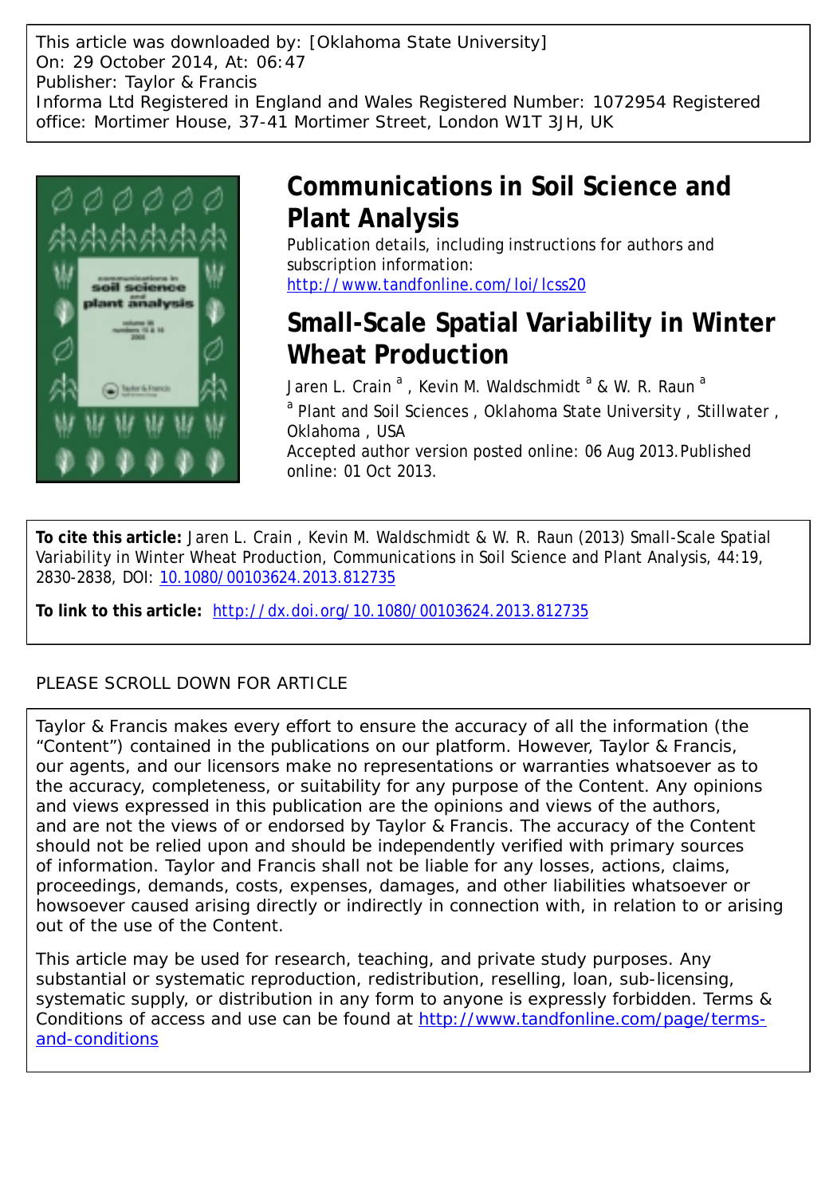This article was downloaded by: [Oklahoma State University]
On: 29 October 2014, At: 06:47
Publisher: Taylor & Francis
Informa Ltd Registered in England and Wales Registered Number: 1072954 Registered office: Mortimer House, 37-41 Mortimer Street, London W1T 3JH, UK

# Communications in Soil Science and Plant Analysis

Publication details, including instructions for authors and subscription information:
http://www.tandfonline.com/loi/lcss20

# Small-Scale Spatial Variability in Winter Wheat Production

Jaren L. Crain [a], Kevin M. Waldschmidt [a] & W. R. Raun [a]

[a] Plant and Soil Sciences, Oklahoma State University, Stillwater, Oklahoma, USA

Accepted author version posted online: 06 Aug 2013. Published online: 01 Oct 2013.

**To cite this article:** Jaren L. Crain, Kevin M. Waldschmidt & W. R. Raun (2013) Small-Scale Spatial Variability in Winter Wheat Production, Communications in Soil Science and Plant Analysis, 44:19, 2830-2838, DOI: 10.1080/00103624.2013.812735

**To link to this article:** http://dx.doi.org/10.1080/00103624.2013.812735

PLEASE SCROLL DOWN FOR ARTICLE

Taylor & Francis makes every effort to ensure the accuracy of all the information (the "Content") contained in the publications on our platform. However, Taylor & Francis, our agents, and our licensors make no representations or warranties whatsoever as to the accuracy, completeness, or suitability for any purpose of the Content. Any opinions and views expressed in this publication are the opinions and views of the authors, and are not the views of or endorsed by Taylor & Francis. The accuracy of the Content should not be relied upon and should be independently verified with primary sources of information. Taylor and Francis shall not be liable for any losses, actions, claims, proceedings, demands, costs, expenses, damages, and other liabilities whatsoever or howsoever caused arising directly or indirectly in connection with, in relation to or arising out of the use of the Content.

This article may be used for research, teaching, and private study purposes. Any substantial or systematic reproduction, redistribution, reselling, loan, sub-licensing, systematic supply, or distribution in any form to anyone is expressly forbidden. Terms & Conditions of access and use can be found at http://www.tandfonline.com/page/terms-and-conditions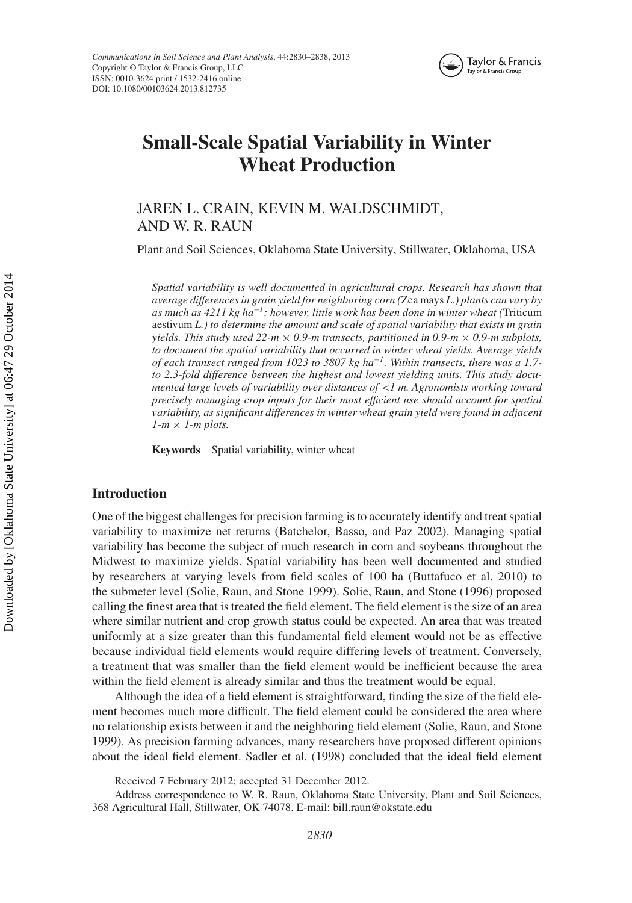# Small-Scale Spatial Variability in Winter Wheat Production

JAREN L. CRAIN, KEVIN M. WALDSCHMIDT, AND W. R. RAUN

Plant and Soil Sciences, Oklahoma State University, Stillwater, Oklahoma, USA

*Spatial variability is well documented in agricultural crops. Research has shown that average differences in grain yield for neighboring corn (*Zea mays *L.) plants can vary by as much as 4211 kg ha$^{-1}$; however, little work has been done in winter wheat (*Triticum aestivum *L.) to determine the amount and scale of spatial variability that exists in grain yields. This study used 22-m × 0.9-m transects, partitioned in 0.9-m × 0.9-m subplots, to document the spatial variability that occurred in winter wheat yields. Average yields of each transect ranged from 1023 to 3807 kg ha$^{-1}$. Within transects, there was a 1.7- to 2.3-fold difference between the highest and lowest yielding units. This study documented large levels of variability over distances of <1 m. Agronomists working toward precisely managing crop inputs for their most efficient use should account for spatial variability, as significant differences in winter wheat grain yield were found in adjacent 1-m × 1-m plots.*

**Keywords** Spatial variability, winter wheat

## Introduction

One of the biggest challenges for precision farming is to accurately identify and treat spatial variability to maximize net returns (Batchelor, Basso, and Paz 2002). Managing spatial variability has become the subject of much research in corn and soybeans throughout the Midwest to maximize yields. Spatial variability has been well documented and studied by researchers at varying levels from field scales of 100 ha (Buttafuco et al. 2010) to the submeter level (Solie, Raun, and Stone 1999). Solie, Raun, and Stone (1996) proposed calling the finest area that is treated the field element. The field element is the size of an area where similar nutrient and crop growth status could be expected. An area that was treated uniformly at a size greater than this fundamental field element would not be as effective because individual field elements would require differing levels of treatment. Conversely, a treatment that was smaller than the field element would be inefficient because the area within the field element is already similar and thus the treatment would be equal.

Although the idea of a field element is straightforward, finding the size of the field element becomes much more difficult. The field element could be considered the area where no relationship exists between it and the neighboring field element (Solie, Raun, and Stone 1999). As precision farming advances, many researchers have proposed different opinions about the ideal field element. Sadler et al. (1998) concluded that the ideal field element

Received 7 February 2012; accepted 31 December 2012.

Address correspondence to W. R. Raun, Oklahoma State University, Plant and Soil Sciences, 368 Agricultural Hall, Stillwater, OK 74078. E-mail: bill.raun@okstate.edu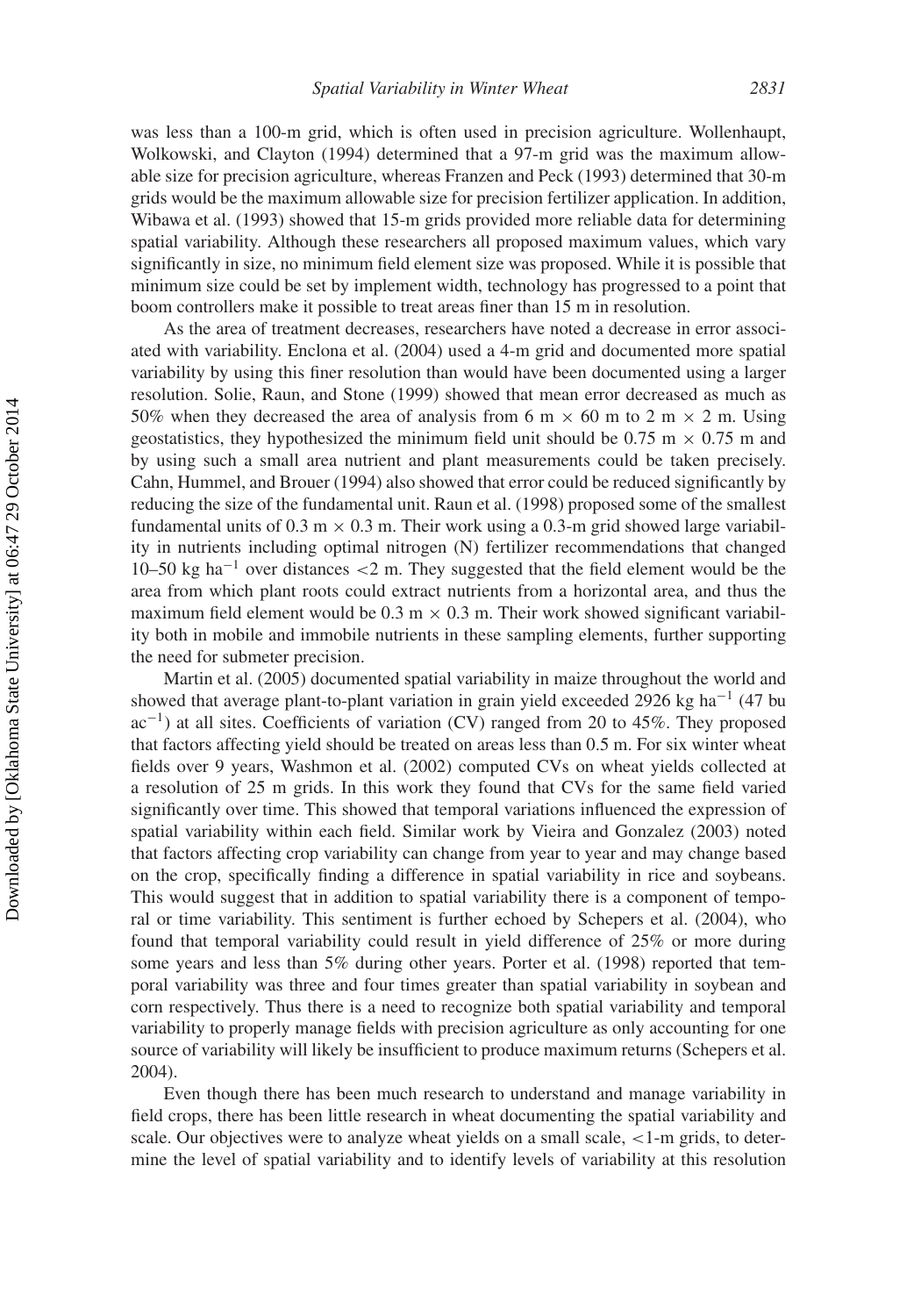was less than a 100-m grid, which is often used in precision agriculture. Wollenhaupt, Wolkowski, and Clayton (1994) determined that a 97-m grid was the maximum allowable size for precision agriculture, whereas Franzen and Peck (1993) determined that 30-m grids would be the maximum allowable size for precision fertilizer application. In addition, Wibawa et al. (1993) showed that 15-m grids provided more reliable data for determining spatial variability. Although these researchers all proposed maximum values, which vary significantly in size, no minimum field element size was proposed. While it is possible that minimum size could be set by implement width, technology has progressed to a point that boom controllers make it possible to treat areas finer than 15 m in resolution.

As the area of treatment decreases, researchers have noted a decrease in error associated with variability. Enclona et al. (2004) used a 4-m grid and documented more spatial variability by using this finer resolution than would have been documented using a larger resolution. Solie, Raun, and Stone (1999) showed that mean error decreased as much as 50% when they decreased the area of analysis from 6 m $\times$ 60 m to 2 m $\times$ 2 m. Using geostatistics, they hypothesized the minimum field unit should be 0.75 m $\times$ 0.75 m and by using such a small area nutrient and plant measurements could be taken precisely. Cahn, Hummel, and Brouer (1994) also showed that error could be reduced significantly by reducing the size of the fundamental unit. Raun et al. (1998) proposed some of the smallest fundamental units of 0.3 m $\times$ 0.3 m. Their work using a 0.3-m grid showed large variability in nutrients including optimal nitrogen (N) fertilizer recommendations that changed 10–50 kg ha$^{-1}$ over distances $<$2 m. They suggested that the field element would be the area from which plant roots could extract nutrients from a horizontal area, and thus the maximum field element would be 0.3 m $\times$ 0.3 m. Their work showed significant variability both in mobile and immobile nutrients in these sampling elements, further supporting the need for submeter precision.

Martin et al. (2005) documented spatial variability in maize throughout the world and showed that average plant-to-plant variation in grain yield exceeded 2926 kg ha$^{-1}$ (47 bu ac$^{-1}$) at all sites. Coefficients of variation (CV) ranged from 20 to 45%. They proposed that factors affecting yield should be treated on areas less than 0.5 m. For six winter wheat fields over 9 years, Washmon et al. (2002) computed CVs on wheat yields collected at a resolution of 25 m grids. In this work they found that CVs for the same field varied significantly over time. This showed that temporal variations influenced the expression of spatial variability within each field. Similar work by Vieira and Gonzalez (2003) noted that factors affecting crop variability can change from year to year and may change based on the crop, specifically finding a difference in spatial variability in rice and soybeans. This would suggest that in addition to spatial variability there is a component of temporal or time variability. This sentiment is further echoed by Schepers et al. (2004), who found that temporal variability could result in yield difference of 25% or more during some years and less than 5% during other years. Porter et al. (1998) reported that temporal variability was three and four times greater than spatial variability in soybean and corn respectively. Thus there is a need to recognize both spatial variability and temporal variability to properly manage fields with precision agriculture as only accounting for one source of variability will likely be insufficient to produce maximum returns (Schepers et al. 2004).

Even though there has been much research to understand and manage variability in field crops, there has been little research in wheat documenting the spatial variability and scale. Our objectives were to analyze wheat yields on a small scale, $<$1-m grids, to determine the level of spatial variability and to identify levels of variability at this resolution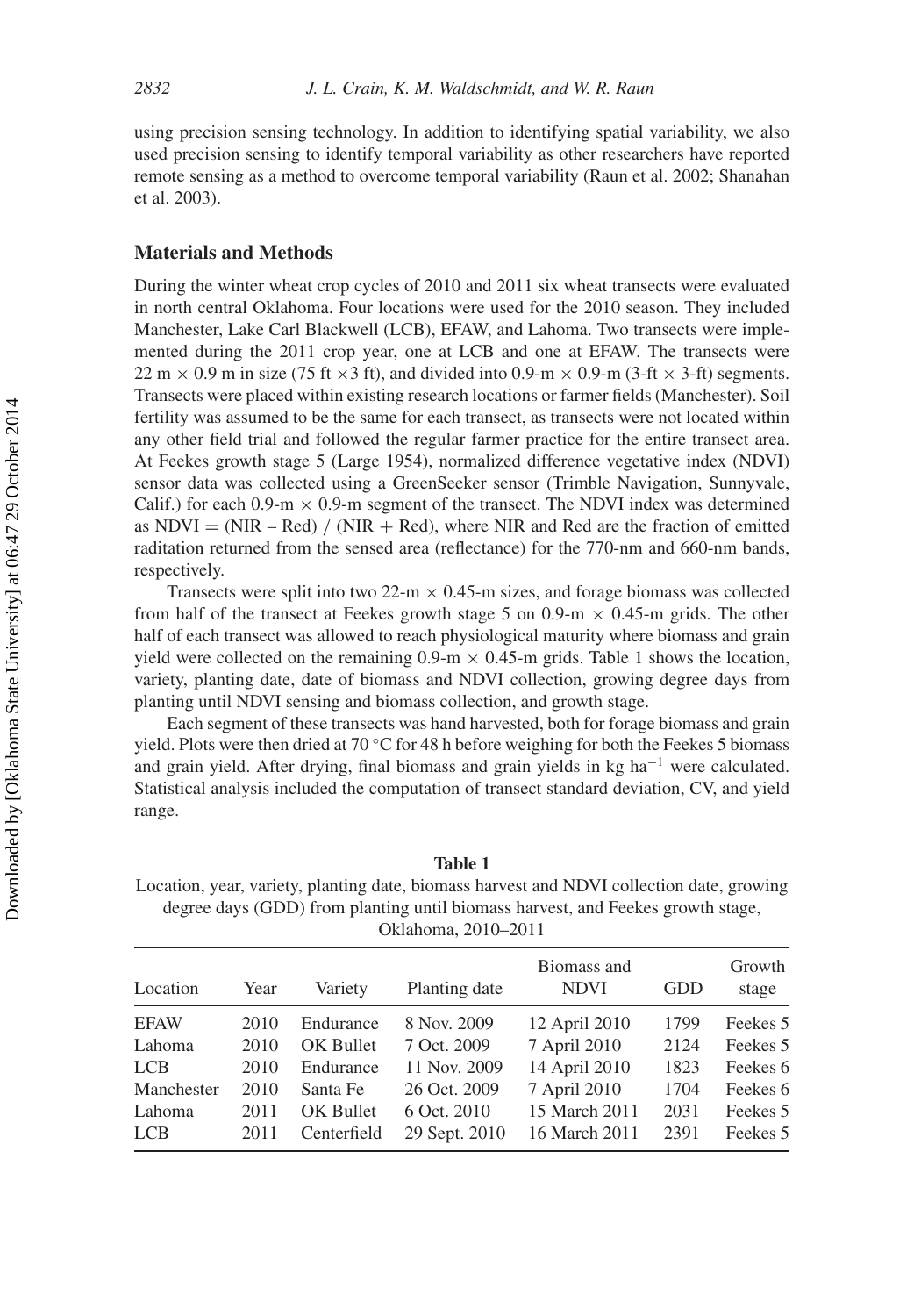using precision sensing technology. In addition to identifying spatial variability, we also used precision sensing to identify temporal variability as other researchers have reported remote sensing as a method to overcome temporal variability (Raun et al. 2002; Shanahan et al. 2003).

## Materials and Methods

During the winter wheat crop cycles of 2010 and 2011 six wheat transects were evaluated in north central Oklahoma. Four locations were used for the 2010 season. They included Manchester, Lake Carl Blackwell (LCB), EFAW, and Lahoma. Two transects were implemented during the 2011 crop year, one at LCB and one at EFAW. The transects were 22 m × 0.9 m in size (75 ft ×3 ft), and divided into 0.9-m × 0.9-m (3-ft × 3-ft) segments. Transects were placed within existing research locations or farmer fields (Manchester). Soil fertility was assumed to be the same for each transect, as transects were not located within any other field trial and followed the regular farmer practice for the entire transect area. At Feekes growth stage 5 (Large 1954), normalized difference vegetative index (NDVI) sensor data was collected using a GreenSeeker sensor (Trimble Navigation, Sunnyvale, Calif.) for each 0.9-m × 0.9-m segment of the transect. The NDVI index was determined as NDVI = (NIR – Red) / (NIR + Red), where NIR and Red are the fraction of emitted raditation returned from the sensed area (reflectance) for the 770-nm and 660-nm bands, respectively.

Transects were split into two 22-m × 0.45-m sizes, and forage biomass was collected from half of the transect at Feekes growth stage 5 on 0.9-m × 0.45-m grids. The other half of each transect was allowed to reach physiological maturity where biomass and grain yield were collected on the remaining 0.9-m × 0.45-m grids. Table 1 shows the location, variety, planting date, date of biomass and NDVI collection, growing degree days from planting until NDVI sensing and biomass collection, and growth stage.

Each segment of these transects was hand harvested, both for forage biomass and grain yield. Plots were then dried at 70 °C for 48 h before weighing for both the Feekes 5 biomass and grain yield. After drying, final biomass and grain yields in kg ha$^{-1}$ were calculated. Statistical analysis included the computation of transect standard deviation, CV, and yield range.

**Table 1**
Location, year, variety, planting date, biomass harvest and NDVI collection date, growing degree days (GDD) from planting until biomass harvest, and Feekes growth stage, Oklahoma, 2010–2011

| Location | Year | Variety | Planting date | Biomass and NDVI | GDD | Growth stage |
|---|---|---|---|---|---|---|
| EFAW | 2010 | Endurance | 8 Nov. 2009 | 12 April 2010 | 1799 | Feekes 5 |
| Lahoma | 2010 | OK Bullet | 7 Oct. 2009 | 7 April 2010 | 2124 | Feekes 5 |
| LCB | 2010 | Endurance | 11 Nov. 2009 | 14 April 2010 | 1823 | Feekes 6 |
| Manchester | 2010 | Santa Fe | 26 Oct. 2009 | 7 April 2010 | 1704 | Feekes 6 |
| Lahoma | 2011 | OK Bullet | 6 Oct. 2010 | 15 March 2011 | 2031 | Feekes 5 |
| LCB | 2011 | Centerfield | 29 Sept. 2010 | 16 March 2011 | 2391 | Feekes 5 |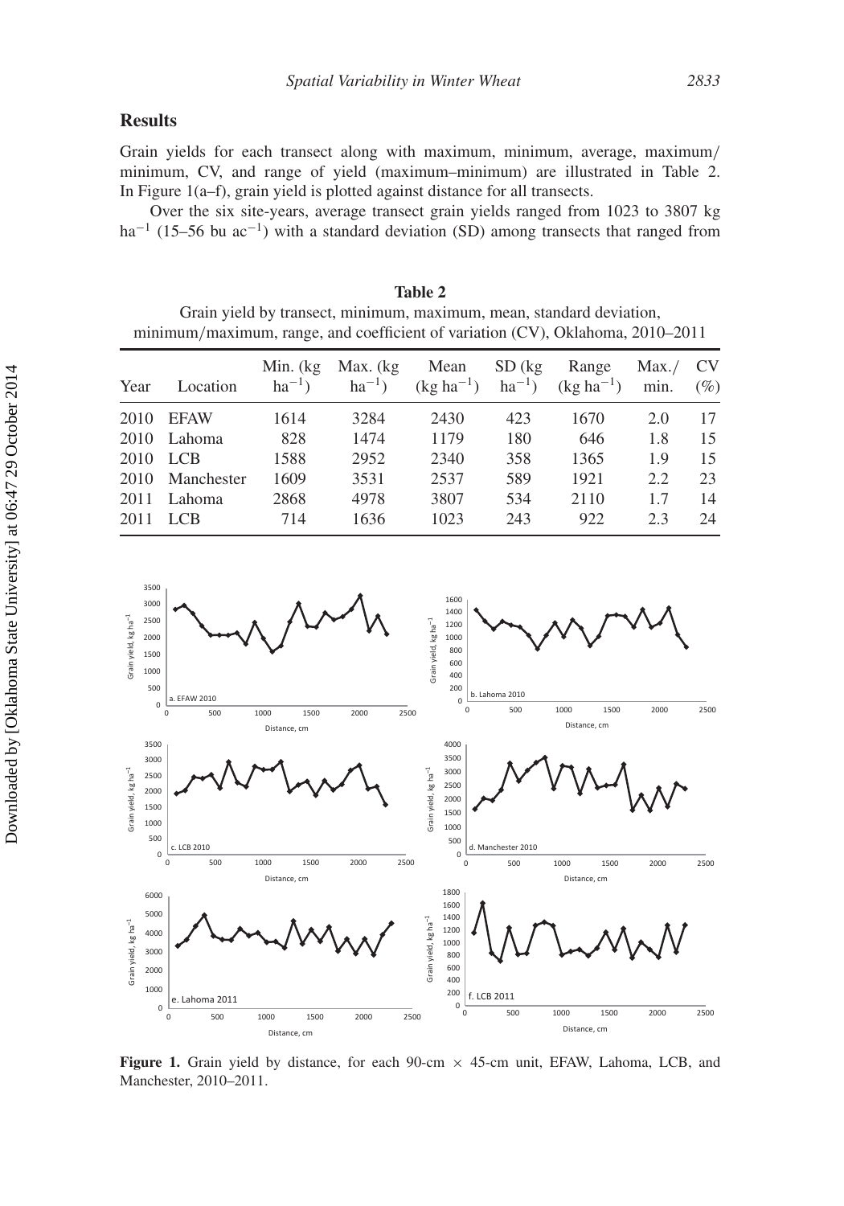## Results

Grain yields for each transect along with maximum, minimum, average, maximum/minimum, CV, and range of yield (maximum–minimum) are illustrated in Table 2. In Figure 1(a–f), grain yield is plotted against distance for all transects.

Over the six site-years, average transect grain yields ranged from 1023 to 3807 kg ha$^{-1}$ (15–56 bu ac$^{-1}$) with a standard deviation (SD) among transects that ranged from

**Table 2**

Grain yield by transect, minimum, maximum, mean, standard deviation, minimum/maximum, range, and coefficient of variation (CV), Oklahoma, 2010–2011

| Year | Location | Min. (kg ha$^{-1}$) | Max. (kg ha$^{-1}$) | Mean (kg ha$^{-1}$) | SD (kg ha$^{-1}$) | Range (kg ha$^{-1}$) | Max./ min. | CV (%) |
|---|---|---|---|---|---|---|---|---|
| 2010 | EFAW | 1614 | 3284 | 2430 | 423 | 1670 | 2.0 | 17 |
| 2010 | Lahoma | 828 | 1474 | 1179 | 180 | 646 | 1.8 | 15 |
| 2010 | LCB | 1588 | 2952 | 2340 | 358 | 1365 | 1.9 | 15 |
| 2010 | Manchester | 1609 | 3531 | 2537 | 589 | 1921 | 2.2 | 23 |
| 2011 | Lahoma | 2868 | 4978 | 3807 | 534 | 2110 | 1.7 | 14 |
| 2011 | LCB | 714 | 1636 | 1023 | 243 | 922 | 2.3 | 24 |

**Figure 1.** Grain yield by distance, for each 90-cm × 45-cm unit, EFAW, Lahoma, LCB, and Manchester, 2010–2011.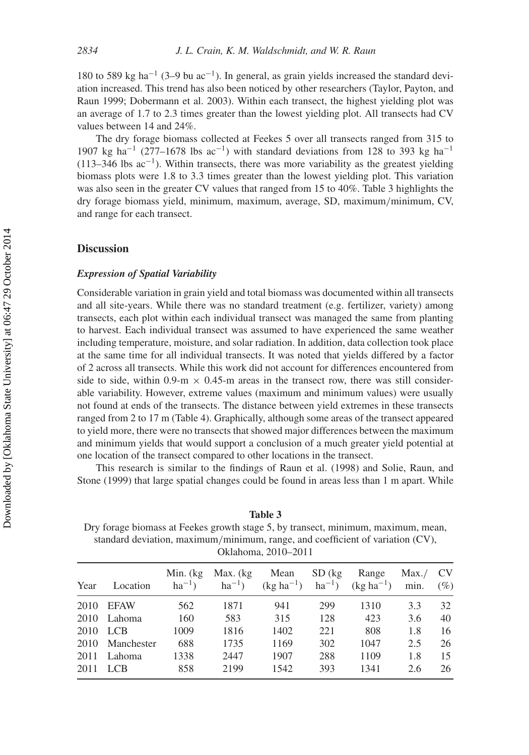180 to 589 kg ha$^{-1}$ (3–9 bu ac$^{-1}$). In general, as grain yields increased the standard deviation increased. This trend has also been noticed by other researchers (Taylor, Payton, and Raun 1999; Dobermann et al. 2003). Within each transect, the highest yielding plot was an average of 1.7 to 2.3 times greater than the lowest yielding plot. All transects had CV values between 14 and 24%.

The dry forage biomass collected at Feekes 5 over all transects ranged from 315 to 1907 kg ha$^{-1}$ (277–1678 lbs ac$^{-1}$) with standard deviations from 128 to 393 kg ha$^{-1}$ (113–346 lbs ac$^{-1}$). Within transects, there was more variability as the greatest yielding biomass plots were 1.8 to 3.3 times greater than the lowest yielding plot. This variation was also seen in the greater CV values that ranged from 15 to 40%. Table 3 highlights the dry forage biomass yield, minimum, maximum, average, SD, maximum/minimum, CV, and range for each transect.

## Discussion

### *Expression of Spatial Variability*

Considerable variation in grain yield and total biomass was documented within all transects and all site-years. While there was no standard treatment (e.g. fertilizer, variety) among transects, each plot within each individual transect was managed the same from planting to harvest. Each individual transect was assumed to have experienced the same weather including temperature, moisture, and solar radiation. In addition, data collection took place at the same time for all individual transects. It was noted that yields differed by a factor of 2 across all transects. While this work did not account for differences encountered from side to side, within 0.9-m × 0.45-m areas in the transect row, there was still considerable variability. However, extreme values (maximum and minimum values) were usually not found at ends of the transects. The distance between yield extremes in these transects ranged from 2 to 17 m (Table 4). Graphically, although some areas of the transect appeared to yield more, there were no transects that showed major differences between the maximum and minimum yields that would support a conclusion of a much greater yield potential at one location of the transect compared to other locations in the transect.

This research is similar to the findings of Raun et al. (1998) and Solie, Raun, and Stone (1999) that large spatial changes could be found in areas less than 1 m apart. While

**Table 3**
Dry forage biomass at Feekes growth stage 5, by transect, minimum, maximum, mean, standard deviation, maximum/minimum, range, and coefficient of variation (CV), Oklahoma, 2010–2011

| Year | Location | Min. (kg ha$^{-1}$) | Max. (kg ha$^{-1}$) | Mean (kg ha$^{-1}$) | SD (kg ha$^{-1}$) | Range (kg ha$^{-1}$) | Max./min. | CV (%) |
|---|---|---|---|---|---|---|---|---|
| 2010 | EFAW | 562 | 1871 | 941 | 299 | 1310 | 3.3 | 32 |
| 2010 | Lahoma | 160 | 583 | 315 | 128 | 423 | 3.6 | 40 |
| 2010 | LCB | 1009 | 1816 | 1402 | 221 | 808 | 1.8 | 16 |
| 2010 | Manchester | 688 | 1735 | 1169 | 302 | 1047 | 2.5 | 26 |
| 2011 | Lahoma | 1338 | 2447 | 1907 | 288 | 1109 | 1.8 | 15 |
| 2011 | LCB | 858 | 2199 | 1542 | 393 | 1341 | 2.6 | 26 |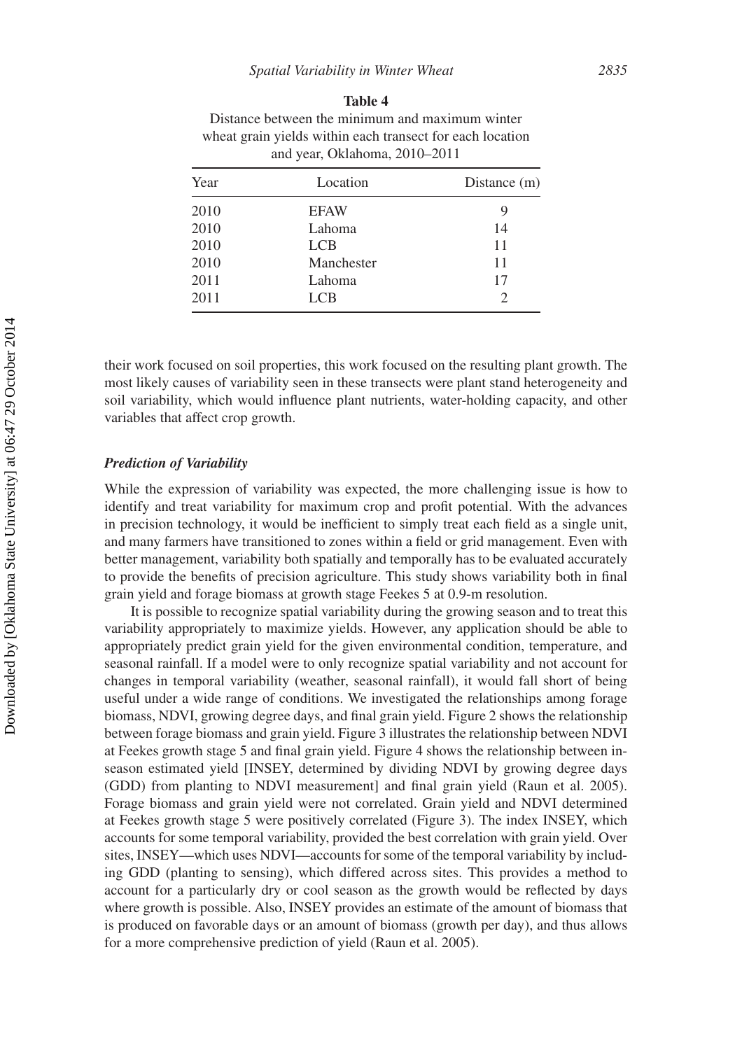**Table 4**
Distance between the minimum and maximum winter wheat grain yields within each transect for each location and year, Oklahoma, 2010–2011

| Year | Location | Distance (m) |
|---|---|---|
| 2010 | EFAW | 9 |
| 2010 | Lahoma | 14 |
| 2010 | LCB | 11 |
| 2010 | Manchester | 11 |
| 2011 | Lahoma | 17 |
| 2011 | LCB | 2 |

their work focused on soil properties, this work focused on the resulting plant growth. The most likely causes of variability seen in these transects were plant stand heterogeneity and soil variability, which would influence plant nutrients, water-holding capacity, and other variables that affect crop growth.

### *Prediction of Variability*

While the expression of variability was expected, the more challenging issue is how to identify and treat variability for maximum crop and profit potential. With the advances in precision technology, it would be inefficient to simply treat each field as a single unit, and many farmers have transitioned to zones within a field or grid management. Even with better management, variability both spatially and temporally has to be evaluated accurately to provide the benefits of precision agriculture. This study shows variability both in final grain yield and forage biomass at growth stage Feekes 5 at 0.9-m resolution.

It is possible to recognize spatial variability during the growing season and to treat this variability appropriately to maximize yields. However, any application should be able to appropriately predict grain yield for the given environmental condition, temperature, and seasonal rainfall. If a model were to only recognize spatial variability and not account for changes in temporal variability (weather, seasonal rainfall), it would fall short of being useful under a wide range of conditions. We investigated the relationships among forage biomass, NDVI, growing degree days, and final grain yield. Figure 2 shows the relationship between forage biomass and grain yield. Figure 3 illustrates the relationship between NDVI at Feekes growth stage 5 and final grain yield. Figure 4 shows the relationship between in-season estimated yield [INSEY, determined by dividing NDVI by growing degree days (GDD) from planting to NDVI measurement] and final grain yield (Raun et al. 2005). Forage biomass and grain yield were not correlated. Grain yield and NDVI determined at Feekes growth stage 5 were positively correlated (Figure 3). The index INSEY, which accounts for some temporal variability, provided the best correlation with grain yield. Over sites, INSEY—which uses NDVI—accounts for some of the temporal variability by including GDD (planting to sensing), which differed across sites. This provides a method to account for a particularly dry or cool season as the growth would be reflected by days where growth is possible. Also, INSEY provides an estimate of the amount of biomass that is produced on favorable days or an amount of biomass (growth per day), and thus allows for a more comprehensive prediction of yield (Raun et al. 2005).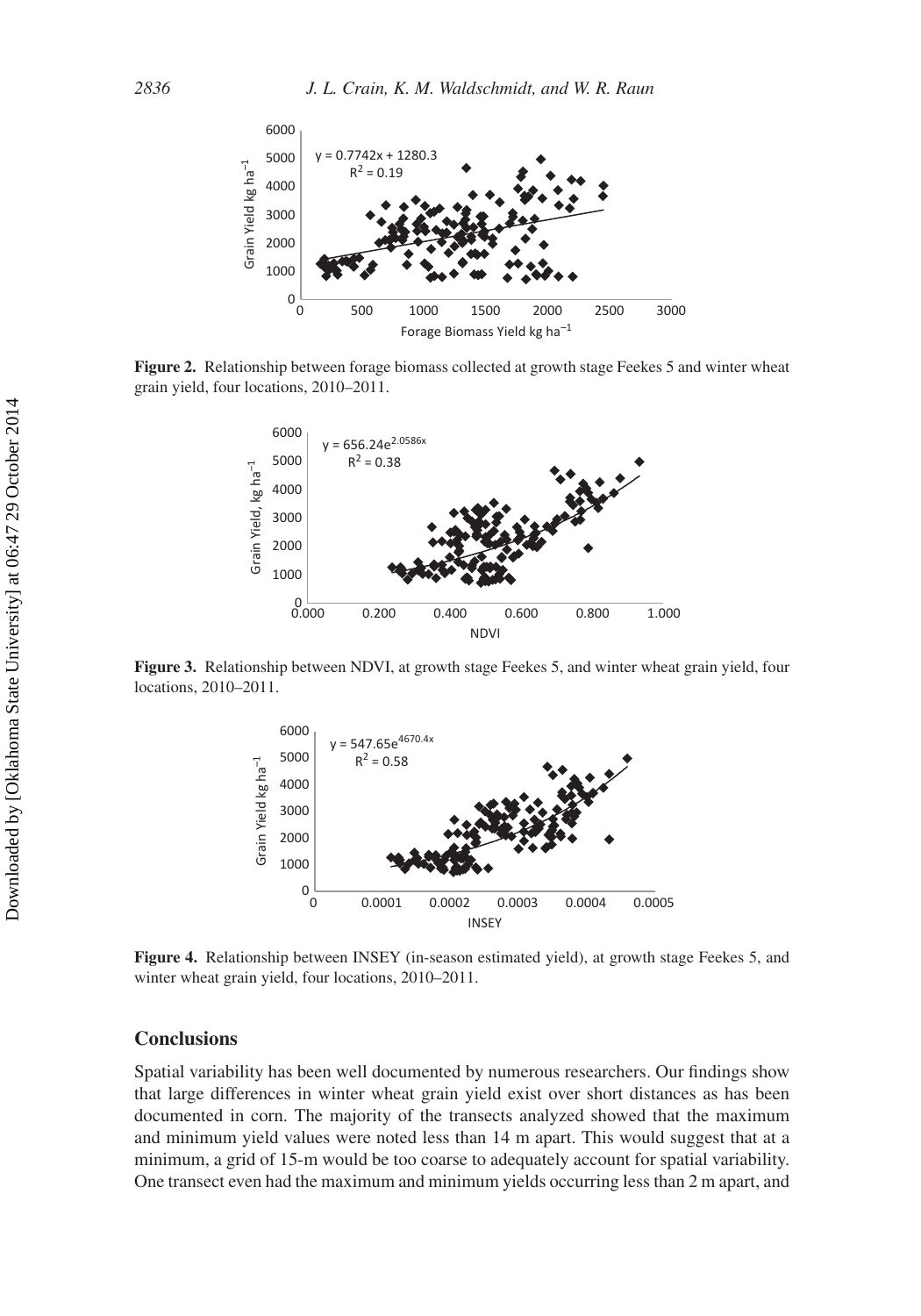**Figure 2.** Relationship between forage biomass collected at growth stage Feekes 5 and winter wheat grain yield, four locations, 2010–2011.

**Figure 3.** Relationship between NDVI, at growth stage Feekes 5, and winter wheat grain yield, four locations, 2010–2011.

**Figure 4.** Relationship between INSEY (in-season estimated yield), at growth stage Feekes 5, and winter wheat grain yield, four locations, 2010–2011.

## Conclusions

Spatial variability has been well documented by numerous researchers. Our findings show that large differences in winter wheat grain yield exist over short distances as has been documented in corn. The majority of the transects analyzed showed that the maximum and minimum yield values were noted less than 14 m apart. This would suggest that at a minimum, a grid of 15-m would be too coarse to adequately account for spatial variability. One transect even had the maximum and minimum yields occurring less than 2 m apart, and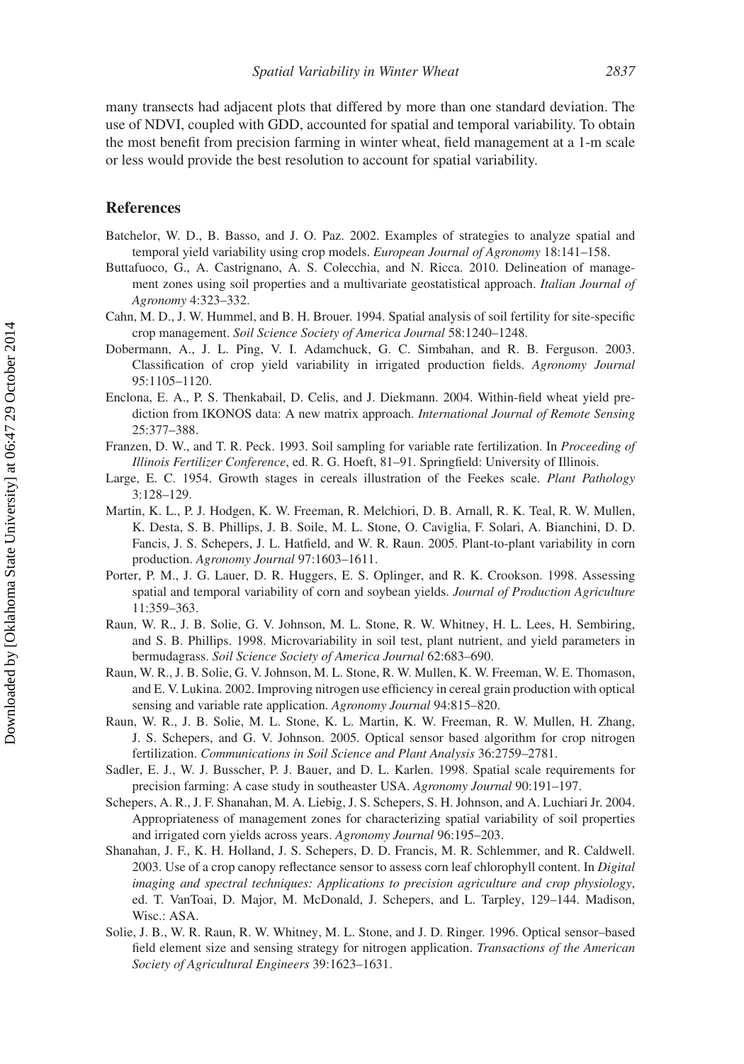many transects had adjacent plots that differed by more than one standard deviation. The use of NDVI, coupled with GDD, accounted for spatial and temporal variability. To obtain the most benefit from precision farming in winter wheat, field management at a 1-m scale or less would provide the best resolution to account for spatial variability.

## References

Batchelor, W. D., B. Basso, and J. O. Paz. 2002. Examples of strategies to analyze spatial and temporal yield variability using crop models. *European Journal of Agronomy* 18:141–158.

Buttafuoco, G., A. Castrignano, A. S. Colecchia, and N. Ricca. 2010. Delineation of management zones using soil properties and a multivariate geostatistical approach. *Italian Journal of Agronomy* 4:323–332.

Cahn, M. D., J. W. Hummel, and B. H. Brouer. 1994. Spatial analysis of soil fertility for site-specific crop management. *Soil Science Society of America Journal* 58:1240–1248.

Dobermann, A., J. L. Ping, V. I. Adamchuck, G. C. Simbahan, and R. B. Ferguson. 2003. Classification of crop yield variability in irrigated production fields. *Agronomy Journal* 95:1105–1120.

Enclona, E. A., P. S. Thenkabail, D. Celis, and J. Diekmann. 2004. Within-field wheat yield prediction from IKONOS data: A new matrix approach. *International Journal of Remote Sensing* 25:377–388.

Franzen, D. W., and T. R. Peck. 1993. Soil sampling for variable rate fertilization. In *Proceeding of Illinois Fertilizer Conference*, ed. R. G. Hoeft, 81–91. Springfield: University of Illinois.

Large, E. C. 1954. Growth stages in cereals illustration of the Feekes scale. *Plant Pathology* 3:128–129.

Martin, K. L., P. J. Hodgen, K. W. Freeman, R. Melchiori, D. B. Arnall, R. K. Teal, R. W. Mullen, K. Desta, S. B. Phillips, J. B. Soile, M. L. Stone, O. Caviglia, F. Solari, A. Bianchini, D. D. Fancis, J. S. Schepers, J. L. Hatfield, and W. R. Raun. 2005. Plant-to-plant variability in corn production. *Agronomy Journal* 97:1603–1611.

Porter, P. M., J. G. Lauer, D. R. Huggers, E. S. Oplinger, and R. K. Crookson. 1998. Assessing spatial and temporal variability of corn and soybean yields. *Journal of Production Agriculture* 11:359–363.

Raun, W. R., J. B. Solie, G. V. Johnson, M. L. Stone, R. W. Whitney, H. L. Lees, H. Sembiring, and S. B. Phillips. 1998. Microvariability in soil test, plant nutrient, and yield parameters in bermudagrass. *Soil Science Society of America Journal* 62:683–690.

Raun, W. R., J. B. Solie, G. V. Johnson, M. L. Stone, R. W. Mullen, K. W. Freeman, W. E. Thomason, and E. V. Lukina. 2002. Improving nitrogen use efficiency in cereal grain production with optical sensing and variable rate application. *Agronomy Journal* 94:815–820.

Raun, W. R., J. B. Solie, M. L. Stone, K. L. Martin, K. W. Freeman, R. W. Mullen, H. Zhang, J. S. Schepers, and G. V. Johnson. 2005. Optical sensor based algorithm for crop nitrogen fertilization. *Communications in Soil Science and Plant Analysis* 36:2759–2781.

Sadler, E. J., W. J. Busscher, P. J. Bauer, and D. L. Karlen. 1998. Spatial scale requirements for precision farming: A case study in southeaster USA. *Agronomy Journal* 90:191–197.

Schepers, A. R., J. F. Shanahan, M. A. Liebig, J. S. Schepers, S. H. Johnson, and A. Luchiari Jr. 2004. Appropriateness of management zones for characterizing spatial variability of soil properties and irrigated corn yields across years. *Agronomy Journal* 96:195–203.

Shanahan, J. F., K. H. Holland, J. S. Schepers, D. D. Francis, M. R. Schlemmer, and R. Caldwell. 2003. Use of a crop canopy reflectance sensor to assess corn leaf chlorophyll content. In *Digital imaging and spectral techniques: Applications to precision agriculture and crop physiology*, ed. T. VanToai, D. Major, M. McDonald, J. Schepers, and L. Tarpley, 129–144. Madison, Wisc.: ASA.

Solie, J. B., W. R. Raun, R. W. Whitney, M. L. Stone, and J. D. Ringer. 1996. Optical sensor–based field element size and sensing strategy for nitrogen application. *Transactions of the American Society of Agricultural Engineers* 39:1623–1631.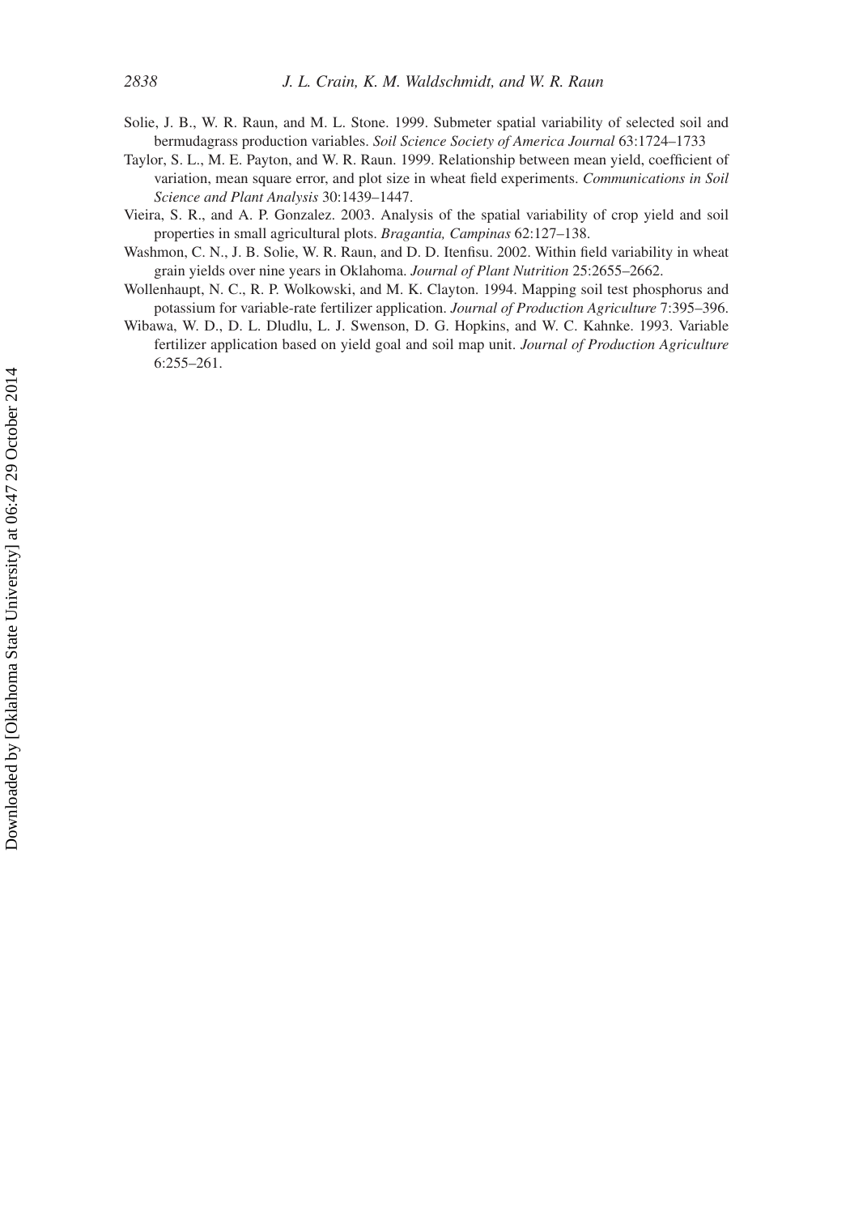Solie, J. B., W. R. Raun, and M. L. Stone. 1999. Submeter spatial variability of selected soil and bermudagrass production variables. *Soil Science Society of America Journal* 63:1724–1733

Taylor, S. L., M. E. Payton, and W. R. Raun. 1999. Relationship between mean yield, coefficient of variation, mean square error, and plot size in wheat field experiments. *Communications in Soil Science and Plant Analysis* 30:1439–1447.

Vieira, S. R., and A. P. Gonzalez. 2003. Analysis of the spatial variability of crop yield and soil properties in small agricultural plots. *Bragantia, Campinas* 62:127–138.

Washmon, C. N., J. B. Solie, W. R. Raun, and D. D. Itenfisu. 2002. Within field variability in wheat grain yields over nine years in Oklahoma. *Journal of Plant Nutrition* 25:2655–2662.

Wollenhaupt, N. C., R. P. Wolkowski, and M. K. Clayton. 1994. Mapping soil test phosphorus and potassium for variable-rate fertilizer application. *Journal of Production Agriculture* 7:395–396.

Wibawa, W. D., D. L. Dludlu, L. J. Swenson, D. G. Hopkins, and W. C. Kahnke. 1993. Variable fertilizer application based on yield goal and soil map unit. *Journal of Production Agriculture* 6:255–261.